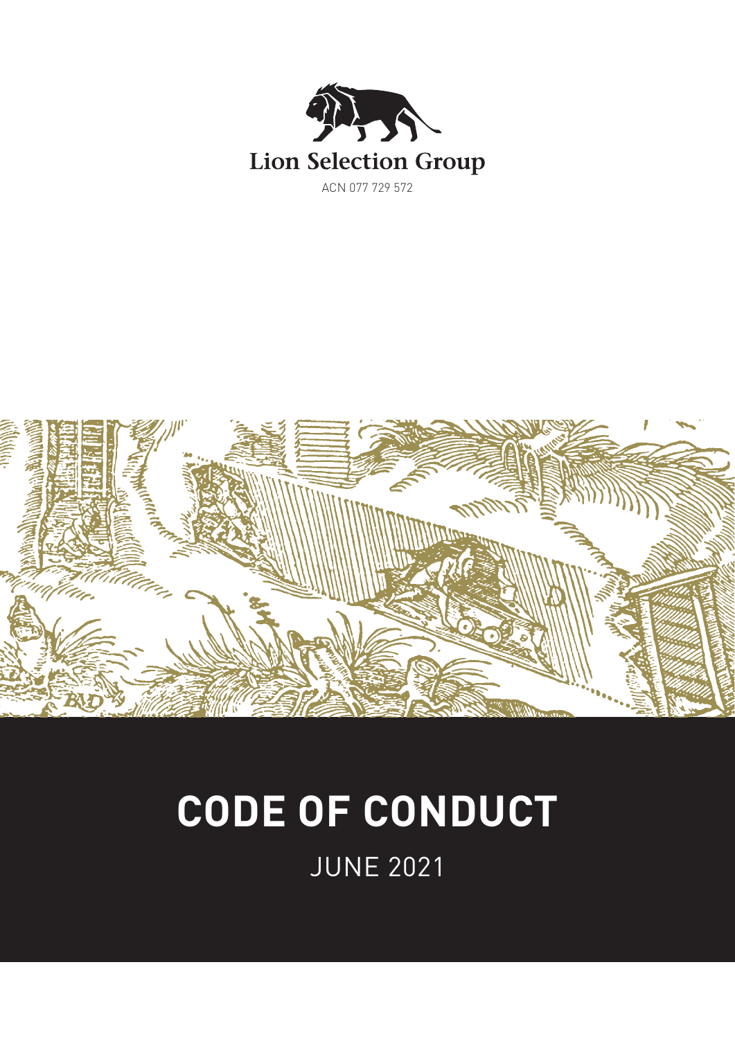Lion Selection Group

ACN 077 729 572

# CODE OF CONDUCT

JUNE 2021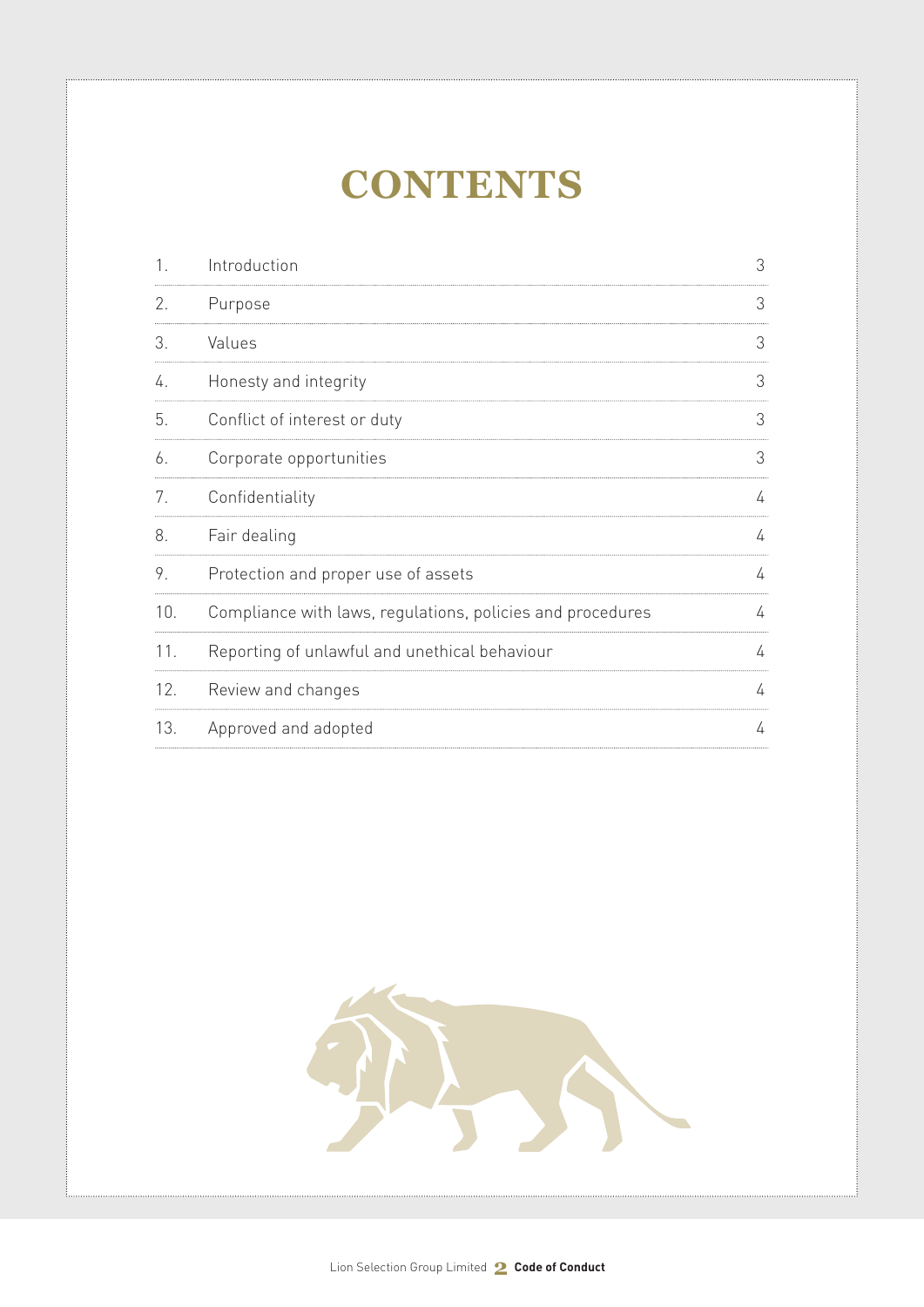# CONTENTS

| | | |
|---|---|---|
| 1. | Introduction | 3 |
| 2. | Purpose | 3 |
| 3. | Values | 3 |
| 4. | Honesty and integrity | 3 |
| 5. | Conflict of interest or duty | 3 |
| 6. | Corporate opportunities | 3 |
| 7. | Confidentiality | 4 |
| 8. | Fair dealing | 4 |
| 9. | Protection and proper use of assets | 4 |
| 10. | Compliance with laws, regulations, policies and procedures | 4 |
| 11. | Reporting of unlawful and unethical behaviour | 4 |
| 12. | Review and changes | 4 |
| 13. | Approved and adopted | 4 |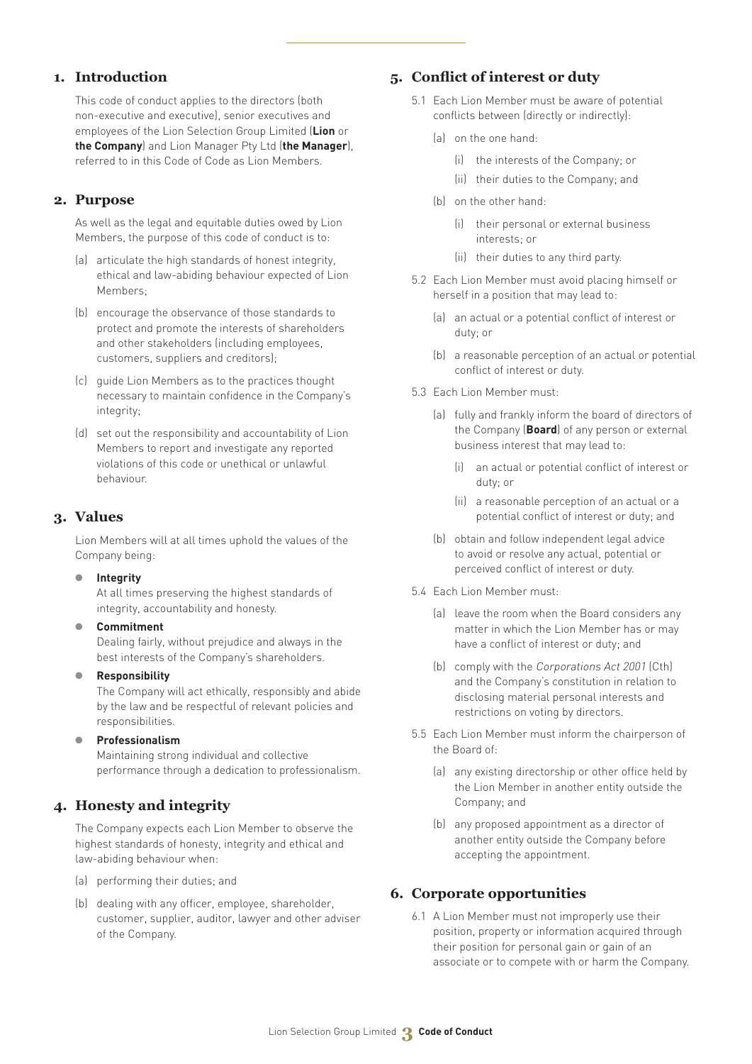## 1. Introduction

This code of conduct applies to the directors (both non-executive and executive), senior executives and employees of the Lion Selection Group Limited (**Lion** or **the Company**) and Lion Manager Pty Ltd (**the Manager**), referred to in this Code of Code as Lion Members.

## 2. Purpose

As well as the legal and equitable duties owed by Lion Members, the purpose of this code of conduct is to:

(a) articulate the high standards of honest integrity, ethical and law-abiding behaviour expected of Lion Members;

(b) encourage the observance of those standards to protect and promote the interests of shareholders and other stakeholders (including employees, customers, suppliers and creditors);

(c) guide Lion Members as to the practices thought necessary to maintain confidence in the Company's integrity;

(d) set out the responsibility and accountability of Lion Members to report and investigate any reported violations of this code or unethical or unlawful behaviour.

## 3. Values

Lion Members will at all times uphold the values of the Company being:

- **Integrity**
  At all times preserving the highest standards of integrity, accountability and honesty.
- **Commitment**
  Dealing fairly, without prejudice and always in the best interests of the Company's shareholders.
- **Responsibility**
  The Company will act ethically, responsibly and abide by the law and be respectful of relevant policies and responsibilities.
- **Professionalism**
  Maintaining strong individual and collective performance through a dedication to professionalism.

## 4. Honesty and integrity

The Company expects each Lion Member to observe the highest standards of honesty, integrity and ethical and law-abiding behaviour when:

(a) performing their duties; and

(b) dealing with any officer, employee, shareholder, customer, supplier, auditor, lawyer and other adviser of the Company.

## 5. Conflict of interest or duty

5.1 Each Lion Member must be aware of potential conflicts between (directly or indirectly):

(a) on the one hand:

(i) the interests of the Company; or

(ii) their duties to the Company; and

(b) on the other hand:

(i) their personal or external business interests; or

(ii) their duties to any third party.

5.2 Each Lion Member must avoid placing himself or herself in a position that may lead to:

(a) an actual or a potential conflict of interest or duty; or

(b) a reasonable perception of an actual or potential conflict of interest or duty.

5.3 Each Lion Member must:

(a) fully and frankly inform the board of directors of the Company (**Board**) of any person or external business interest that may lead to:

(i) an actual or potential conflict of interest or duty; or

(ii) a reasonable perception of an actual or a potential conflict of interest or duty; and

(b) obtain and follow independent legal advice to avoid or resolve any actual, potential or perceived conflict of interest or duty.

5.4 Each Lion Member must:

(a) leave the room when the Board considers any matter in which the Lion Member has or may have a conflict of interest or duty; and

(b) comply with the *Corporations Act 2001* (Cth) and the Company's constitution in relation to disclosing material personal interests and restrictions on voting by directors.

5.5 Each Lion Member must inform the chairperson of the Board of:

(a) any existing directorship or other office held by the Lion Member in another entity outside the Company; and

(b) any proposed appointment as a director of another entity outside the Company before accepting the appointment.

## 6. Corporate opportunities

6.1 A Lion Member must not improperly use their position, property or information acquired through their position for personal gain or gain of an associate or to compete with or harm the Company.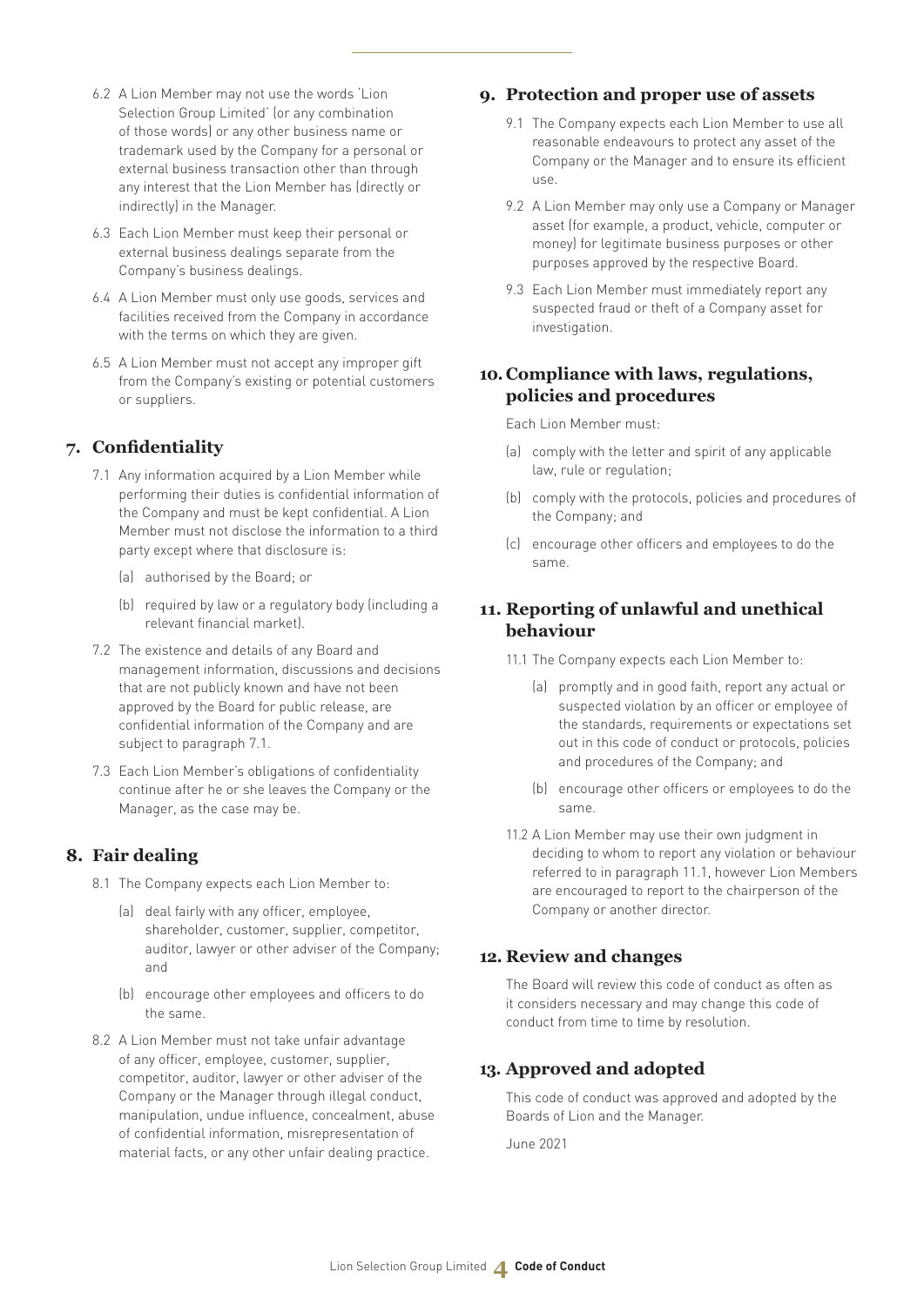6.2 A Lion Member may not use the words 'Lion Selection Group Limited' (or any combination of those words) or any other business name or trademark used by the Company for a personal or external business transaction other than through any interest that the Lion Member has (directly or indirectly) in the Manager.

6.3 Each Lion Member must keep their personal or external business dealings separate from the Company's business dealings.

6.4 A Lion Member must only use goods, services and facilities received from the Company in accordance with the terms on which they are given.

6.5 A Lion Member must not accept any improper gift from the Company's existing or potential customers or suppliers.

## 7. Confidentiality

7.1 Any information acquired by a Lion Member while performing their duties is confidential information of the Company and must be kept confidential. A Lion Member must not disclose the information to a third party except where that disclosure is:

(a) authorised by the Board; or

(b) required by law or a regulatory body (including a relevant financial market).

7.2 The existence and details of any Board and management information, discussions and decisions that are not publicly known and have not been approved by the Board for public release, are confidential information of the Company and are subject to paragraph 7.1.

7.3 Each Lion Member's obligations of confidentiality continue after he or she leaves the Company or the Manager, as the case may be.

## 8. Fair dealing

8.1 The Company expects each Lion Member to:

(a) deal fairly with any officer, employee, shareholder, customer, supplier, competitor, auditor, lawyer or other adviser of the Company; and

(b) encourage other employees and officers to do the same.

8.2 A Lion Member must not take unfair advantage of any officer, employee, customer, supplier, competitor, auditor, lawyer or other adviser of the Company or the Manager through illegal conduct, manipulation, undue influence, concealment, abuse of confidential information, misrepresentation of material facts, or any other unfair dealing practice.

## 9. Protection and proper use of assets

9.1 The Company expects each Lion Member to use all reasonable endeavours to protect any asset of the Company or the Manager and to ensure its efficient use.

9.2 A Lion Member may only use a Company or Manager asset (for example, a product, vehicle, computer or money) for legitimate business purposes or other purposes approved by the respective Board.

9.3 Each Lion Member must immediately report any suspected fraud or theft of a Company asset for investigation.

## 10. Compliance with laws, regulations, policies and procedures

Each Lion Member must:

(a) comply with the letter and spirit of any applicable law, rule or regulation;

(b) comply with the protocols, policies and procedures of the Company; and

(c) encourage other officers and employees to do the same.

## 11. Reporting of unlawful and unethical behaviour

11.1 The Company expects each Lion Member to:

(a) promptly and in good faith, report any actual or suspected violation by an officer or employee of the standards, requirements or expectations set out in this code of conduct or protocols, policies and procedures of the Company; and

(b) encourage other officers or employees to do the same.

11.2 A Lion Member may use their own judgment in deciding to whom to report any violation or behaviour referred to in paragraph 11.1, however Lion Members are encouraged to report to the chairperson of the Company or another director.

## 12. Review and changes

The Board will review this code of conduct as often as it considers necessary and may change this code of conduct from time to time by resolution.

## 13. Approved and adopted

This code of conduct was approved and adopted by the Boards of Lion and the Manager.

June 2021